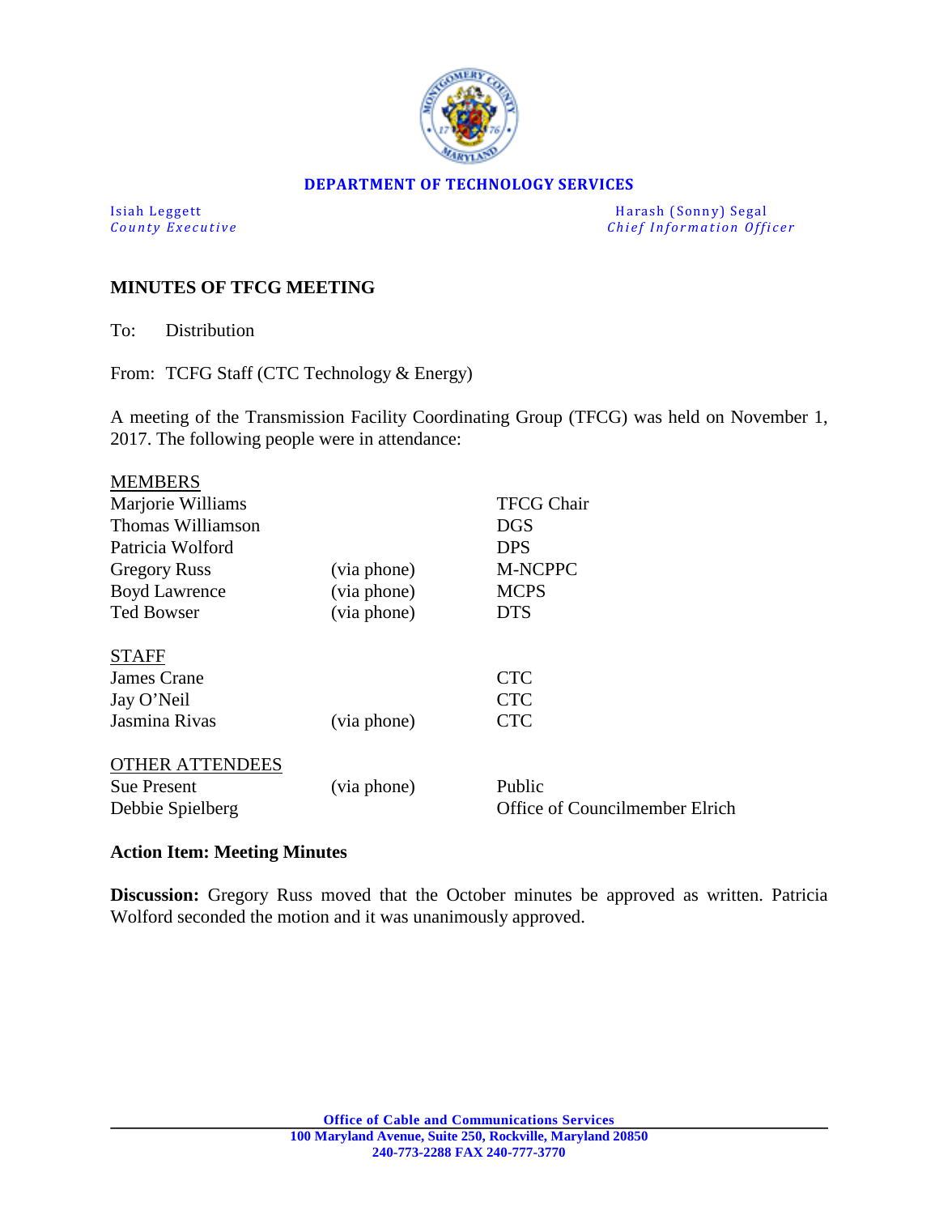**DEPARTMENT OF TECHNOLOGY SERVICES**

Isiah Leggett
*County Executive*

Harash (Sonny) Segal
*Chief Information Officer*

## MINUTES OF TFCG MEETING

To: Distribution

From: TCFG Staff (CTC Technology & Energy)

A meeting of the Transmission Facility Coordinating Group (TFCG) was held on November 1, 2017. The following people were in attendance:

| MEMBERS | | |
|---|---|---|
| Marjorie Williams | | TFCG Chair |
| Thomas Williamson | | DGS |
| Patricia Wolford | | DPS |
| Gregory Russ | (via phone) | M-NCPPC |
| Boyd Lawrence | (via phone) | MCPS |
| Ted Bowser | (via phone) | DTS |

| STAFF | | |
|---|---|---|
| James Crane | | CTC |
| Jay O'Neil | | CTC |
| Jasmina Rivas | (via phone) | CTC |

| OTHER ATTENDEES | | |
|---|---|---|
| Sue Present | (via phone) | Public |
| Debbie Spielberg | | Office of Councilmember Elrich |

### Action Item: Meeting Minutes

**Discussion:** Gregory Russ moved that the October minutes be approved as written. Patricia Wolford seconded the motion and it was unanimously approved.

**Office of Cable and Communications Services**
**100 Maryland Avenue, Suite 250, Rockville, Maryland 20850**
**240-773-2288 FAX 240-777-3770**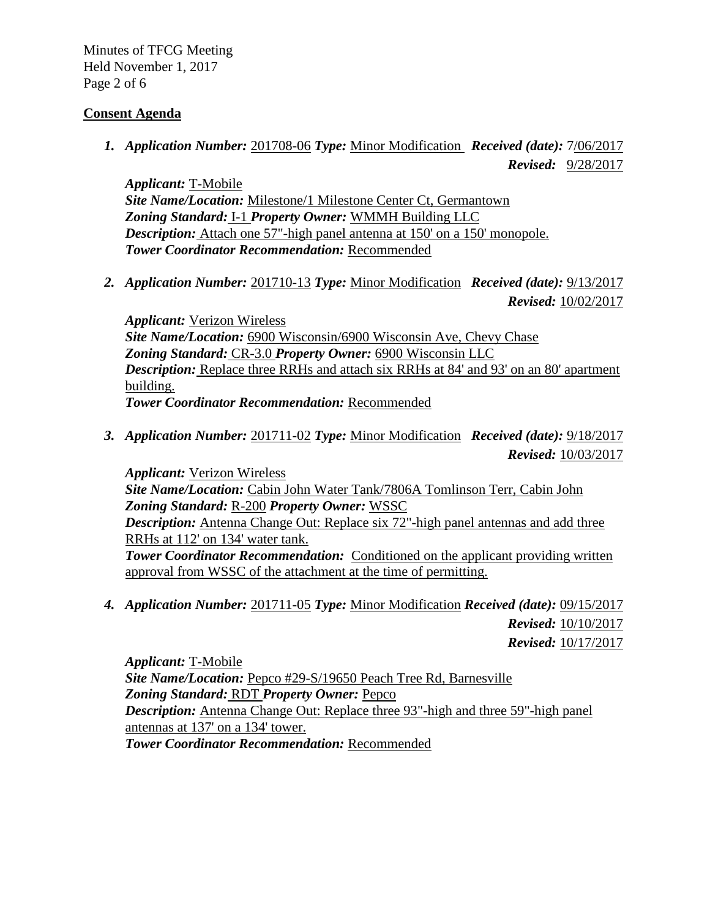## Consent Agenda

1. ***Application Number:*** 201708-06 ***Type:*** Minor Modification ***Received (date):*** 7/06/2017
   ***Revised:*** 9/28/2017

   ***Applicant:*** T-Mobile
   ***Site Name/Location:*** Milestone/1 Milestone Center Ct, Germantown
   ***Zoning Standard:*** I-1 ***Property Owner:*** WMMH Building LLC
   ***Description:*** Attach one 57"-high panel antenna at 150' on a 150' monopole.
   ***Tower Coordinator Recommendation:*** Recommended

2. ***Application Number:*** 201710-13 ***Type:*** Minor Modification ***Received (date):*** 9/13/2017
   ***Revised:*** 10/02/2017

   ***Applicant:*** Verizon Wireless
   ***Site Name/Location:*** 6900 Wisconsin/6900 Wisconsin Ave, Chevy Chase
   ***Zoning Standard:*** CR-3.0 ***Property Owner:*** 6900 Wisconsin LLC
   ***Description:*** Replace three RRHs and attach six RRHs at 84' and 93' on an 80' apartment building.
   ***Tower Coordinator Recommendation:*** Recommended

3. ***Application Number:*** 201711-02 ***Type:*** Minor Modification ***Received (date):*** 9/18/2017
   ***Revised:*** 10/03/2017

   ***Applicant:*** Verizon Wireless
   ***Site Name/Location:*** Cabin John Water Tank/7806A Tomlinson Terr, Cabin John
   ***Zoning Standard:*** R-200 ***Property Owner:*** WSSC
   ***Description:*** Antenna Change Out: Replace six 72"-high panel antennas and add three RRHs at 112' on 134' water tank.
   ***Tower Coordinator Recommendation:*** Conditioned on the applicant providing written approval from WSSC of the attachment at the time of permitting.

4. ***Application Number:*** 201711-05 ***Type:*** Minor Modification ***Received (date):*** 09/15/2017
   ***Revised:*** 10/10/2017
   ***Revised:*** 10/17/2017

   ***Applicant:*** T-Mobile
   ***Site Name/Location:*** Pepco #29-S/19650 Peach Tree Rd, Barnesville
   ***Zoning Standard:*** RDT ***Property Owner:*** Pepco
   ***Description:*** Antenna Change Out: Replace three 93"-high and three 59"-high panel antennas at 137' on a 134' tower.
   ***Tower Coordinator Recommendation:*** Recommended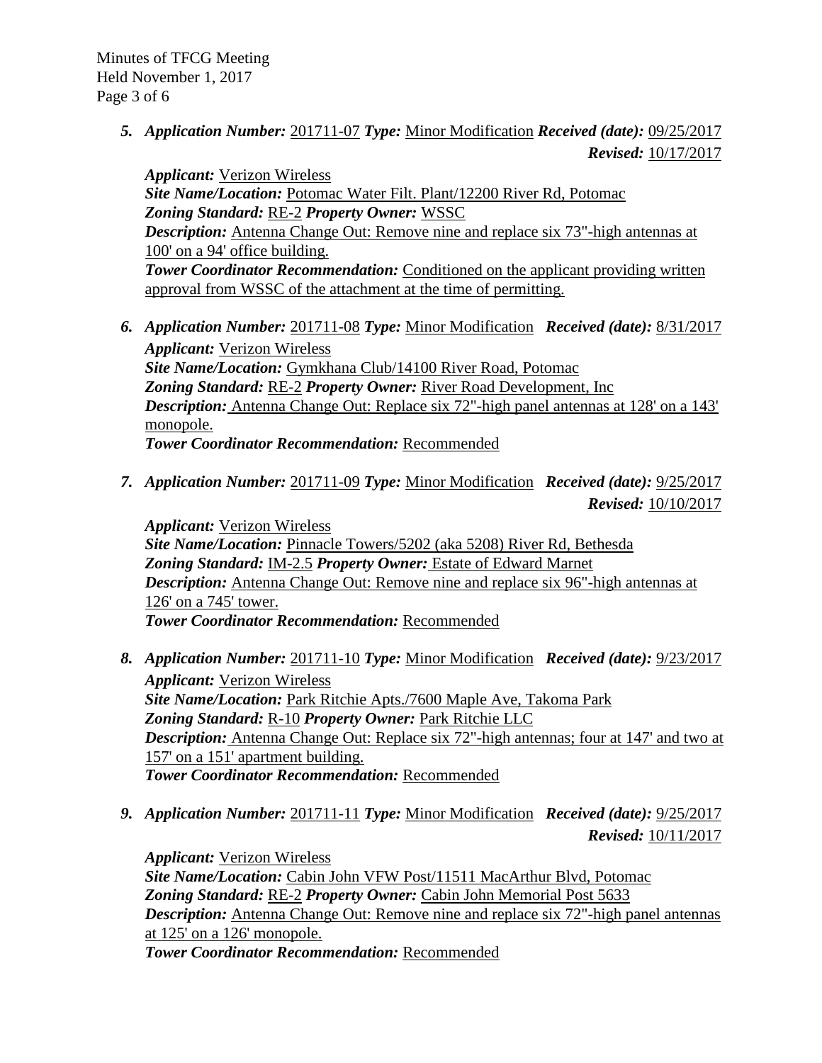5. ***Application Number:*** 201711-07 ***Type:*** Minor Modification ***Received (date):*** 09/25/2017 ***Revised:*** 10/17/2017

   ***Applicant:*** Verizon Wireless
   ***Site Name/Location:*** Potomac Water Filt. Plant/12200 River Rd, Potomac
   ***Zoning Standard:*** RE-2 ***Property Owner:*** WSSC
   ***Description:*** Antenna Change Out: Remove nine and replace six 73"-high antennas at 100' on a 94' office building.
   ***Tower Coordinator Recommendation:*** Conditioned on the applicant providing written approval from WSSC of the attachment at the time of permitting.

6. ***Application Number:*** 201711-08 ***Type:*** Minor Modification ***Received (date):*** 8/31/2017

   ***Applicant:*** Verizon Wireless
   ***Site Name/Location:*** Gymkhana Club/14100 River Road, Potomac
   ***Zoning Standard:*** RE-2 ***Property Owner:*** River Road Development, Inc
   ***Description:*** Antenna Change Out: Replace six 72"-high panel antennas at 128' on a 143' monopole.
   ***Tower Coordinator Recommendation:*** Recommended

7. ***Application Number:*** 201711-09 ***Type:*** Minor Modification ***Received (date):*** 9/25/2017 ***Revised:*** 10/10/2017

   ***Applicant:*** Verizon Wireless
   ***Site Name/Location:*** Pinnacle Towers/5202 (aka 5208) River Rd, Bethesda
   ***Zoning Standard:*** IM-2.5 ***Property Owner:*** Estate of Edward Marnet
   ***Description:*** Antenna Change Out: Remove nine and replace six 96"-high antennas at 126' on a 745' tower.
   ***Tower Coordinator Recommendation:*** Recommended

8. ***Application Number:*** 201711-10 ***Type:*** Minor Modification ***Received (date):*** 9/23/2017

   ***Applicant:*** Verizon Wireless
   ***Site Name/Location:*** Park Ritchie Apts./7600 Maple Ave, Takoma Park
   ***Zoning Standard:*** R-10 ***Property Owner:*** Park Ritchie LLC
   ***Description:*** Antenna Change Out: Replace six 72"-high antennas; four at 147' and two at 157' on a 151' apartment building.
   ***Tower Coordinator Recommendation:*** Recommended

9. ***Application Number:*** 201711-11 ***Type:*** Minor Modification ***Received (date):*** 9/25/2017 ***Revised:*** 10/11/2017

   ***Applicant:*** Verizon Wireless
   ***Site Name/Location:*** Cabin John VFW Post/11511 MacArthur Blvd, Potomac
   ***Zoning Standard:*** RE-2 ***Property Owner:*** Cabin John Memorial Post 5633
   ***Description:*** Antenna Change Out: Remove nine and replace six 72"-high panel antennas at 125' on a 126' monopole.
   ***Tower Coordinator Recommendation:*** Recommended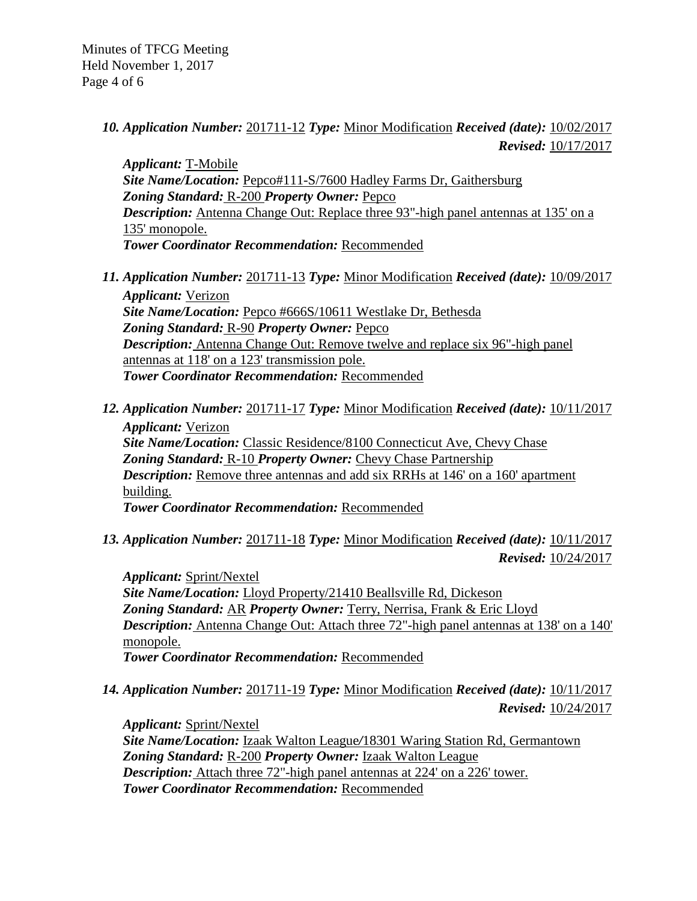10. ***Application Number:*** 201711-12 ***Type:*** Minor Modification ***Received (date):*** 10/02/2017 ***Revised:*** 10/17/2017

    ***Applicant:*** T-Mobile
    ***Site Name/Location:*** Pepco#111-S/7600 Hadley Farms Dr, Gaithersburg
    ***Zoning Standard:*** R-200 ***Property Owner:*** Pepco
    ***Description:*** Antenna Change Out: Replace three 93"-high panel antennas at 135' on a 135' monopole.
    ***Tower Coordinator Recommendation:*** Recommended

11. ***Application Number:*** 201711-13 ***Type:*** Minor Modification ***Received (date):*** 10/09/2017

    ***Applicant:*** Verizon
    ***Site Name/Location:*** Pepco #666S/10611 Westlake Dr, Bethesda
    ***Zoning Standard:*** R-90 ***Property Owner:*** Pepco
    ***Description:*** Antenna Change Out: Remove twelve and replace six 96"-high panel antennas at 118' on a 123' transmission pole.
    ***Tower Coordinator Recommendation:*** Recommended

12. ***Application Number:*** 201711-17 ***Type:*** Minor Modification ***Received (date):*** 10/11/2017

    ***Applicant:*** Verizon
    ***Site Name/Location:*** Classic Residence/8100 Connecticut Ave, Chevy Chase
    ***Zoning Standard:*** R-10 ***Property Owner:*** Chevy Chase Partnership
    ***Description:*** Remove three antennas and add six RRHs at 146' on a 160' apartment building.
    ***Tower Coordinator Recommendation:*** Recommended

13. ***Application Number:*** 201711-18 ***Type:*** Minor Modification ***Received (date):*** 10/11/2017 ***Revised:*** 10/24/2017

    ***Applicant:*** Sprint/Nextel
    ***Site Name/Location:*** Lloyd Property/21410 Beallsville Rd, Dickeson
    ***Zoning Standard:*** AR ***Property Owner:*** Terry, Nerrisa, Frank & Eric Lloyd
    ***Description:*** Antenna Change Out: Attach three 72"-high panel antennas at 138' on a 140' monopole.
    ***Tower Coordinator Recommendation:*** Recommended

14. ***Application Number:*** 201711-19 ***Type:*** Minor Modification ***Received (date):*** 10/11/2017 ***Revised:*** 10/24/2017

    ***Applicant:*** Sprint/Nextel
    ***Site Name/Location:*** Izaak Walton League/18301 Waring Station Rd, Germantown
    ***Zoning Standard:*** R-200 ***Property Owner:*** Izaak Walton League
    ***Description:*** Attach three 72"-high panel antennas at 224' on a 226' tower.
    ***Tower Coordinator Recommendation:*** Recommended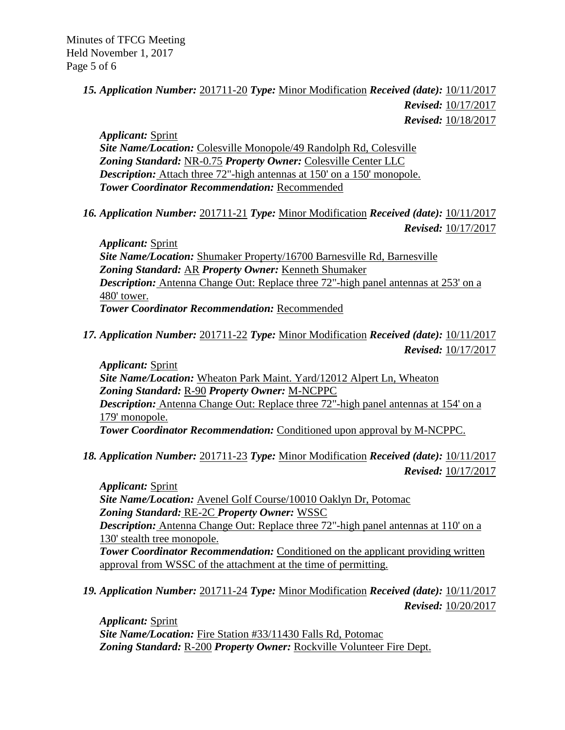***15. Application Number:*** 201711-20 ***Type:*** Minor Modification ***Received (date):*** 10/11/2017
***Revised:*** 10/17/2017
***Revised:*** 10/18/2017

***Applicant:*** Sprint
***Site Name/Location:*** Colesville Monopole/49 Randolph Rd, Colesville
***Zoning Standard:*** NR-0.75 ***Property Owner:*** Colesville Center LLC
***Description:*** Attach three 72"-high antennas at 150' on a 150' monopole.
***Tower Coordinator Recommendation:*** Recommended

***16. Application Number:*** 201711-21 ***Type:*** Minor Modification ***Received (date):*** 10/11/2017
***Revised:*** 10/17/2017

***Applicant:*** Sprint
***Site Name/Location:*** Shumaker Property/16700 Barnesville Rd, Barnesville
***Zoning Standard:*** AR ***Property Owner:*** Kenneth Shumaker
***Description:*** Antenna Change Out: Replace three 72"-high panel antennas at 253' on a 480' tower.
***Tower Coordinator Recommendation:*** Recommended

***17. Application Number:*** 201711-22 ***Type:*** Minor Modification ***Received (date):*** 10/11/2017
***Revised:*** 10/17/2017

***Applicant:*** Sprint
***Site Name/Location:*** Wheaton Park Maint. Yard/12012 Alpert Ln, Wheaton
***Zoning Standard:*** R-90 ***Property Owner:*** M-NCPPC
***Description:*** Antenna Change Out: Replace three 72"-high panel antennas at 154' on a 179' monopole.
***Tower Coordinator Recommendation:*** Conditioned upon approval by M-NCPPC.

***18. Application Number:*** 201711-23 ***Type:*** Minor Modification ***Received (date):*** 10/11/2017
***Revised:*** 10/17/2017

***Applicant:*** Sprint
***Site Name/Location:*** Avenel Golf Course/10010 Oaklyn Dr, Potomac
***Zoning Standard:*** RE-2C ***Property Owner:*** WSSC
***Description:*** Antenna Change Out: Replace three 72"-high panel antennas at 110' on a 130' stealth tree monopole.
***Tower Coordinator Recommendation:*** Conditioned on the applicant providing written approval from WSSC of the attachment at the time of permitting.

***19. Application Number:*** 201711-24 ***Type:*** Minor Modification ***Received (date):*** 10/11/2017
***Revised:*** 10/20/2017

***Applicant:*** Sprint
***Site Name/Location:*** Fire Station #33/11430 Falls Rd, Potomac
***Zoning Standard:*** R-200 ***Property Owner:*** Rockville Volunteer Fire Dept.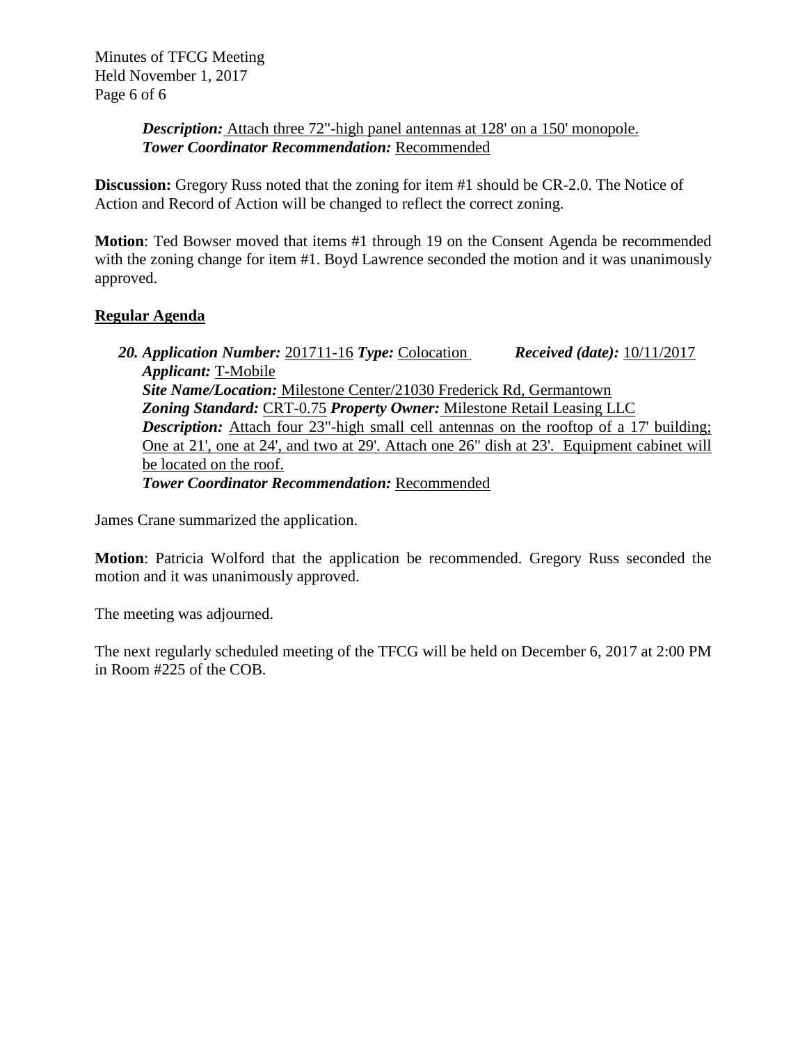***Description:*** Attach three 72"-high panel antennas at 128' on a 150' monopole.
***Tower Coordinator Recommendation:*** Recommended

**Discussion:** Gregory Russ noted that the zoning for item #1 should be CR-2.0. The Notice of Action and Record of Action will be changed to reflect the correct zoning.

**Motion**: Ted Bowser moved that items #1 through 19 on the Consent Agenda be recommended with the zoning change for item #1. Boyd Lawrence seconded the motion and it was unanimously approved.

**Regular Agenda**

***20. Application Number:*** 201711-16 ***Type:*** Colocation ***Received (date):*** 10/11/2017
***Applicant:*** T-Mobile
***Site Name/Location:*** Milestone Center/21030 Frederick Rd, Germantown
***Zoning Standard:*** CRT-0.75 ***Property Owner:*** Milestone Retail Leasing LLC
***Description:*** Attach four 23"-high small cell antennas on the rooftop of a 17' building; One at 21', one at 24', and two at 29'. Attach one 26" dish at 23'. Equipment cabinet will be located on the roof.
***Tower Coordinator Recommendation:*** Recommended

James Crane summarized the application.

**Motion**: Patricia Wolford that the application be recommended. Gregory Russ seconded the motion and it was unanimously approved.

The meeting was adjourned.

The next regularly scheduled meeting of the TFCG will be held on December 6, 2017 at 2:00 PM in Room #225 of the COB.